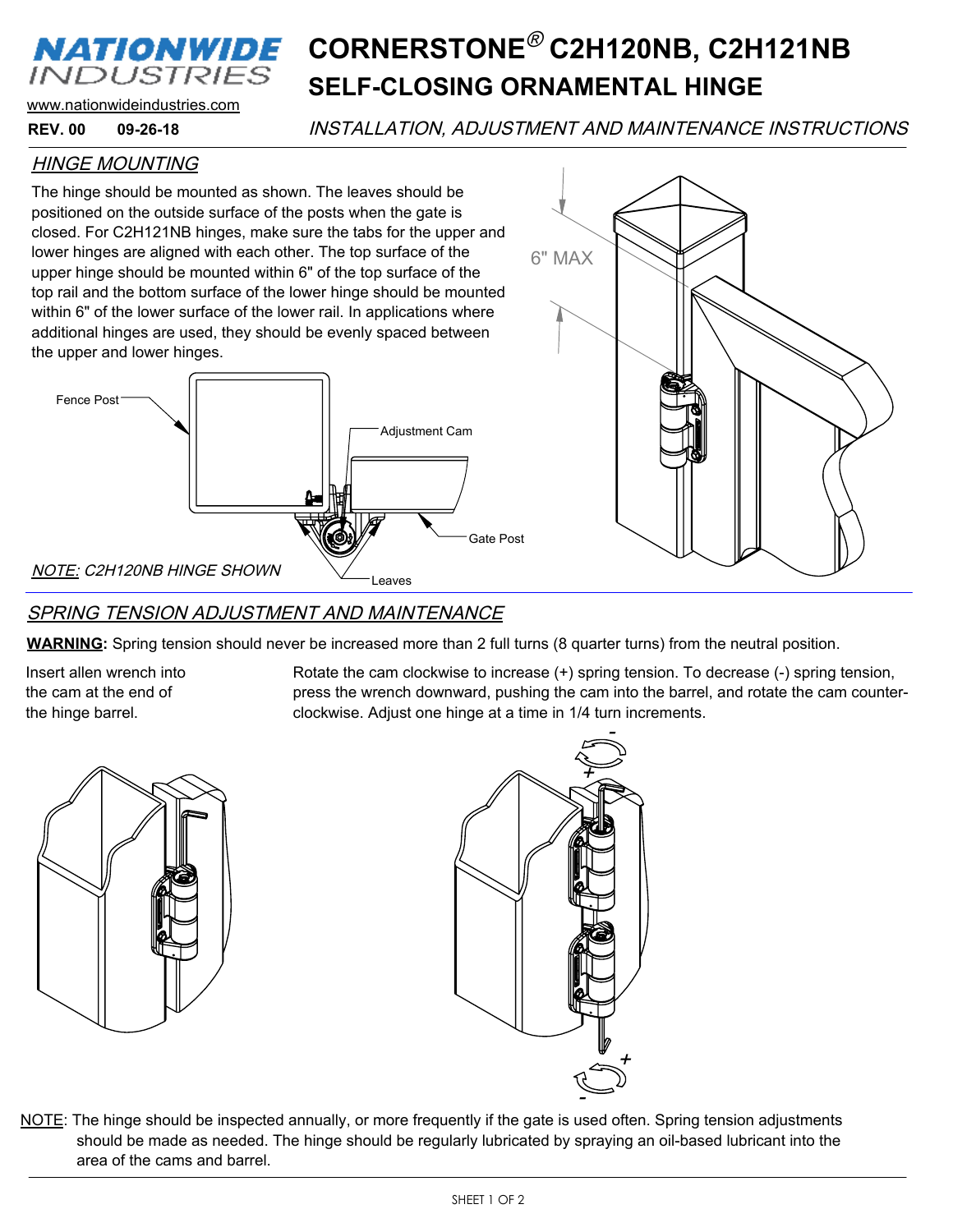# NATIONWIDE INDUSTRIES

www.nationwideindustries.com

**REV. 00 09-26-18**

# CORNERSTONE® C2H120NB, C2H121NB SELF-CLOSING ORNAMENTAL HINGE

*INSTALLATION, ADJUSTMENT AND MAINTENANCE INSTRUCTIONS*

## *HINGE MOUNTING*

The hinge should be mounted as shown. The leaves should be positioned on the outside surface of the posts when the gate is closed. For C2H121NB hinges, make sure the tabs for the upper and lower hinges are aligned with each other. The top surface of the upper hinge should be mounted within 6" of the top surface of the top rail and the bottom surface of the lower hinge should be mounted within 6" of the lower surface of the lower rail. In applications where additional hinges are used, they should be evenly spaced between the upper and lower hinges.

Fence Post

Adjustment Cam

Gate Post

Leaves

6" MAX

*NOTE: C2H120NB HINGE SHOWN*

## *SPRING TENSION ADJUSTMENT AND MAINTENANCE*

**WARNING:** Spring tension should never be increased more than 2 full turns (8 quarter turns) from the neutral position.

Insert allen wrench into the cam at the end of the hinge barrel.

Rotate the cam clockwise to increase (+) spring tension. To decrease (-) spring tension, press the wrench downward, pushing the cam into the barrel, and rotate the cam counter-clockwise. Adjust one hinge at a time in 1/4 turn increments.

NOTE: The hinge should be inspected annually, or more frequently if the gate is used often. Spring tension adjustments should be made as needed. The hinge should be regularly lubricated by spraying an oil-based lubricant into the area of the cams and barrel.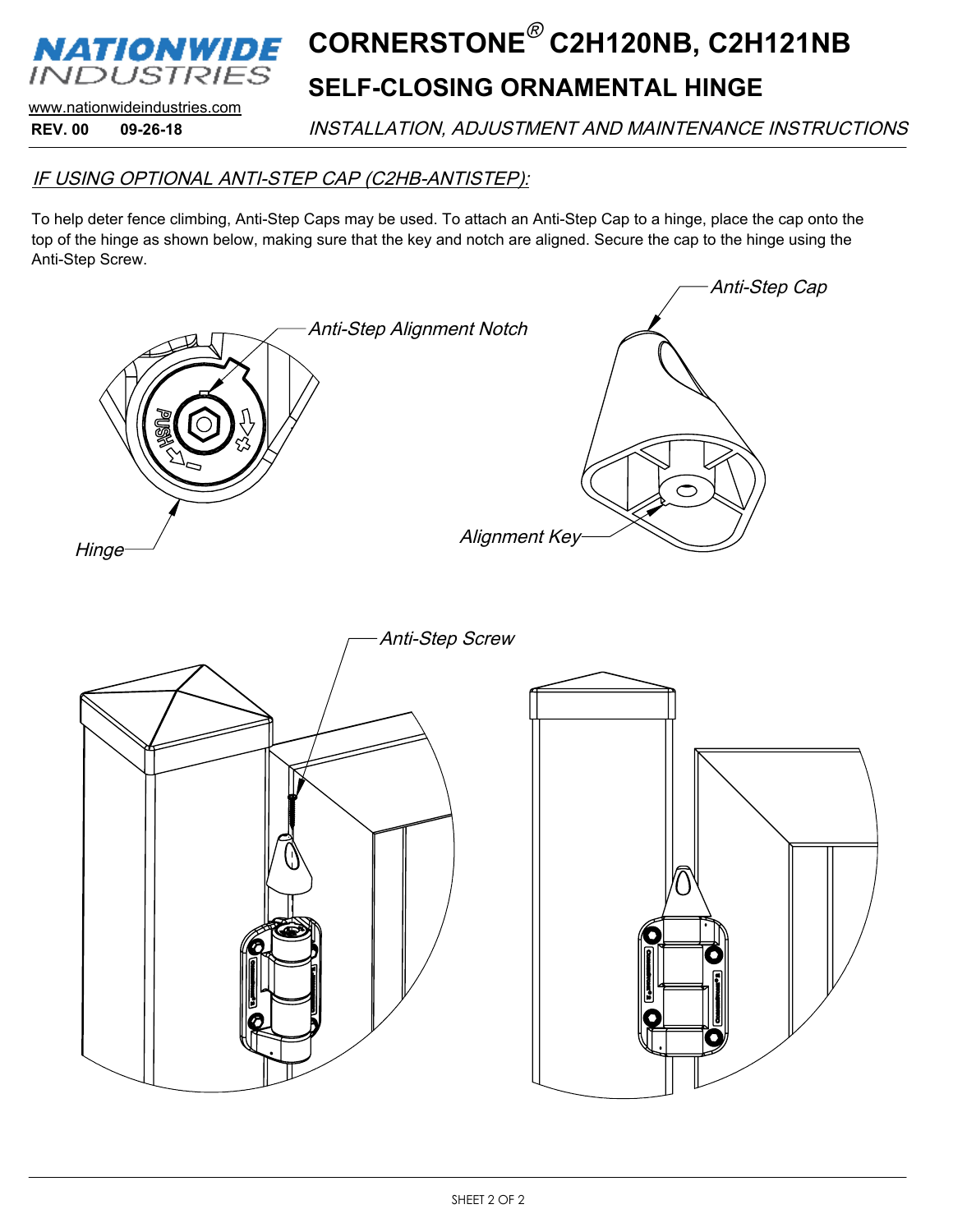# CORNERSTONE® C2H120NB, C2H121NB

## SELF-CLOSING ORNAMENTAL HINGE

*INSTALLATION, ADJUSTMENT AND MAINTENANCE INSTRUCTIONS*

www.nationwideindustries.com

**REV. 00** **09-26-18**

### *IF USING OPTIONAL ANTI-STEP CAP (C2HB-ANTISTEP):*

To help deter fence climbing, Anti-Step Caps may be used. To attach an Anti-Step Cap to a hinge, place the cap onto the top of the hinge as shown below, making sure that the key and notch are aligned. Secure the cap to the hinge using the Anti-Step Screw.

*Anti-Step Alignment Notch*

*Hinge*

PUSH

*Anti-Step Cap*

*Alignment Key*

*Anti-Step Screw*